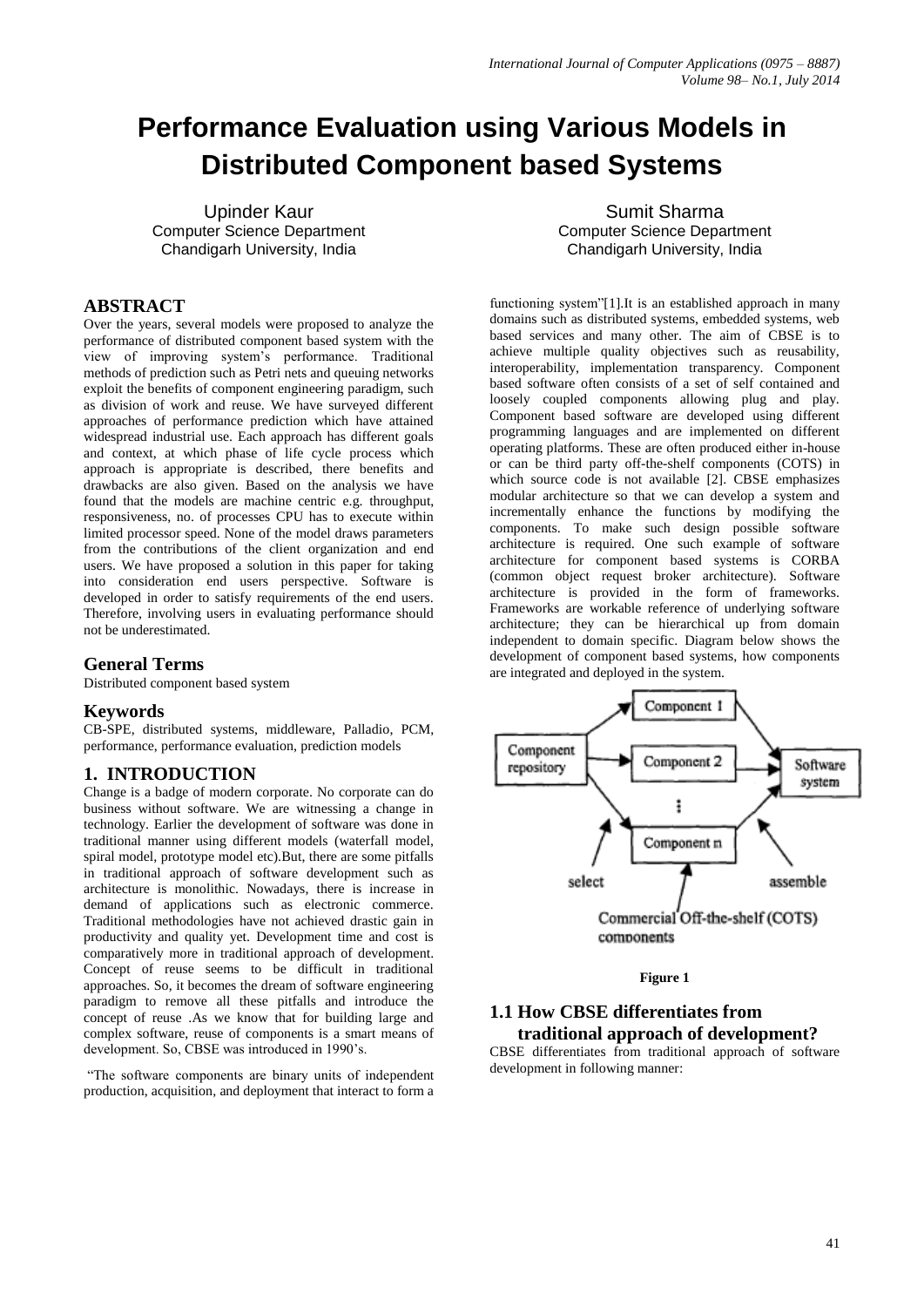# Performance Evaluation using Various Models in Distributed Component based Systems

Upinder Kaur
Computer Science Department
Chandigarh University, India

Sumit Sharma
Computer Science Department
Chandigarh University, India

## ABSTRACT

Over the years, several models were proposed to analyze the performance of distributed component based system with the view of improving system's performance. Traditional methods of prediction such as Petri nets and queuing networks exploit the benefits of component engineering paradigm, such as division of work and reuse. We have surveyed different approaches of performance prediction which have attained widespread industrial use. Each approach has different goals and context, at which phase of life cycle process which approach is appropriate is described, there benefits and drawbacks are also given. Based on the analysis we have found that the models are machine centric e.g. throughput, responsiveness, no. of processes CPU has to execute within limited processor speed. None of the model draws parameters from the contributions of the client organization and end users. We have proposed a solution in this paper for taking into consideration end users perspective. Software is developed in order to satisfy requirements of the end users. Therefore, involving users in evaluating performance should not be underestimated.

## General Terms

Distributed component based system

## Keywords

CB-SPE, distributed systems, middleware, Palladio, PCM, performance, performance evaluation, prediction models

## 1. INTRODUCTION

Change is a badge of modern corporate. No corporate can do business without software. We are witnessing a change in technology. Earlier the development of software was done in traditional manner using different models (waterfall model, spiral model, prototype model etc).But, there are some pitfalls in traditional approach of software development such as architecture is monolithic. Nowadays, there is increase in demand of applications such as electronic commerce. Traditional methodologies have not achieved drastic gain in productivity and quality yet. Development time and cost is comparatively more in traditional approach of development. Concept of reuse seems to be difficult in traditional approaches. So, it becomes the dream of software engineering paradigm to remove all these pitfalls and introduce the concept of reuse .As we know that for building large and complex software, reuse of components is a smart means of development. So, CBSE was introduced in 1990's.

"The software components are binary units of independent production, acquisition, and deployment that interact to form a functioning system"[1].It is an established approach in many domains such as distributed systems, embedded systems, web based services and many other. The aim of CBSE is to achieve multiple quality objectives such as reusability, interoperability, implementation transparency. Component based software often consists of a set of self contained and loosely coupled components allowing plug and play. Component based software are developed using different programming languages and are implemented on different operating platforms. These are often produced either in-house or can be third party off-the-shelf components (COTS) in which source code is not available [2]. CBSE emphasizes modular architecture so that we can develop a system and incrementally enhance the functions by modifying the components. To make such design possible software architecture is required. One such example of software architecture for component based systems is CORBA (common object request broker architecture). Software architecture is provided in the form of frameworks. Frameworks are workable reference of underlying software architecture; they can be hierarchical up from domain independent to domain specific. Diagram below shows the development of component based systems, how components are integrated and deployed in the system.

**Figure 1**

### 1.1 How CBSE differentiates from traditional approach of development?

CBSE differentiates from traditional approach of software development in following manner: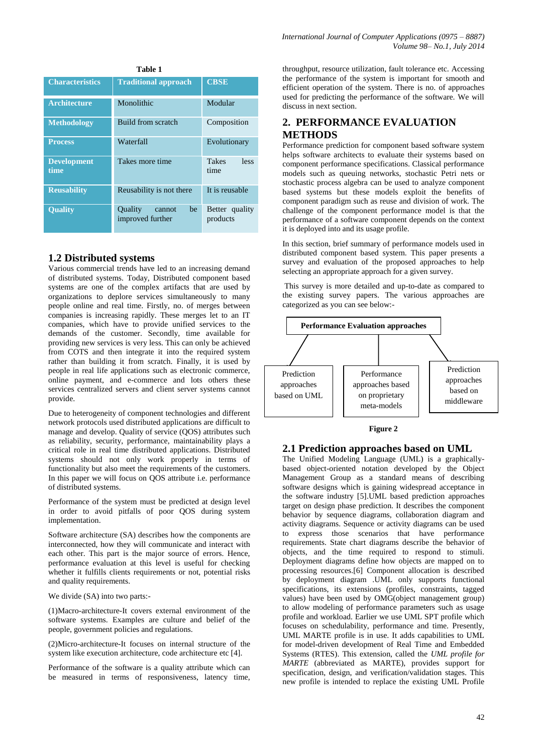**Table 1**

| Characteristics | Traditional approach | CBSE |
|---|---|---|
| Architecture | Monolithic | Modular |
| Methodology | Build from scratch | Composition |
| Process | Waterfall | Evolutionary |
| Development time | Takes more time | Takes less time |
| Reusability | Reusability is not there | It is reusable |
| Quality | Quality cannot be improved further | Better quality products |

## 1.2 Distributed systems

Various commercial trends have led to an increasing demand of distributed systems. Today, Distributed component based systems are one of the complex artifacts that are used by organizations to deploy services simultaneously to many people online and real time. Firstly, no. of merges between companies is increasing rapidly. These merges let to an IT companies, which have to provide unified services to the demands of the customer. Secondly, time available for providing new services is very less. This can only be achieved from COTS and then integrate it into the required system rather than building it from scratch. Finally, it is used by people in real life applications such as electronic commerce, online payment, and e-commerce and lots others these services centralized servers and client server systems cannot provide.

Due to heterogeneity of component technologies and different network protocols used distributed applications are difficult to manage and develop. Quality of service (QOS) attributes such as reliability, security, performance, maintainability plays a critical role in real time distributed applications. Distributed systems should not only work properly in terms of functionality but also meet the requirements of the customers. In this paper we will focus on QOS attribute i.e. performance of distributed systems.

Performance of the system must be predicted at design level in order to avoid pitfalls of poor QOS during system implementation.

Software architecture (SA) describes how the components are interconnected, how they will communicate and interact with each other. This part is the major source of errors. Hence, performance evaluation at this level is useful for checking whether it fulfills clients requirements or not, potential risks and quality requirements.

We divide (SA) into two parts:-

(1)Macro-architecture-It covers external environment of the software systems. Examples are culture and belief of the people, government policies and regulations.

(2)Micro-architecture-It focuses on internal structure of the system like execution architecture, code architecture etc [4].

Performance of the software is a quality attribute which can be measured in terms of responsiveness, latency time, throughput, resource utilization, fault tolerance etc. Accessing the performance of the system is important for smooth and efficient operation of the system. There is no. of approaches used for predicting the performance of the software. We will discuss in next section.

## 2. PERFORMANCE EVALUATION METHODS

Performance prediction for component based software system helps software architects to evaluate their systems based on component performance specifications. Classical performance models such as queuing networks, stochastic Petri nets or stochastic process algebra can be used to analyze component based systems but these models exploit the benefits of component paradigm such as reuse and division of work. The challenge of the component performance model is that the performance of a software component depends on the context it is deployed into and its usage profile.

In this section, brief summary of performance models used in distributed component based system. This paper presents a survey and evaluation of the proposed approaches to help selecting an appropriate approach for a given survey.

This survey is more detailed and up-to-date as compared to the existing survey papers. The various approaches are categorized as you can see below:-

Performance Evaluation approaches

- Prediction approaches based on UML
- Performance approaches based on proprietary meta-models
- Prediction approaches based on middleware

**Figure 2**

## 2.1 Prediction approaches based on UML

The Unified Modeling Language (UML) is a graphically-based object-oriented notation developed by the Object Management Group as a standard means of describing software designs which is gaining widespread acceptance in the software industry [5].UML based prediction approaches target on design phase prediction. It describes the component behavior by sequence diagrams, collaboration diagram and activity diagrams. Sequence or activity diagrams can be used to express those scenarios that have performance requirements. State chart diagrams describe the behavior of objects, and the time required to respond to stimuli. Deployment diagrams define how objects are mapped on to processing resources.[6] Component allocation is described by deployment diagram .UML only supports functional specifications, its extensions (profiles, constraints, tagged values) have been used by OMG(object management group) to allow modeling of performance parameters such as usage profile and workload. Earlier we use UML SPT profile which focuses on schedulability, performance and time. Presently, UML MARTE profile is in use. It adds capabilities to UML for model-driven development of Real Time and Embedded Systems (RTES). This extension, called the *UML profile for MARTE* (abbreviated as MARTE), provides support for specification, design, and verification/validation stages. This new profile is intended to replace the existing UML Profile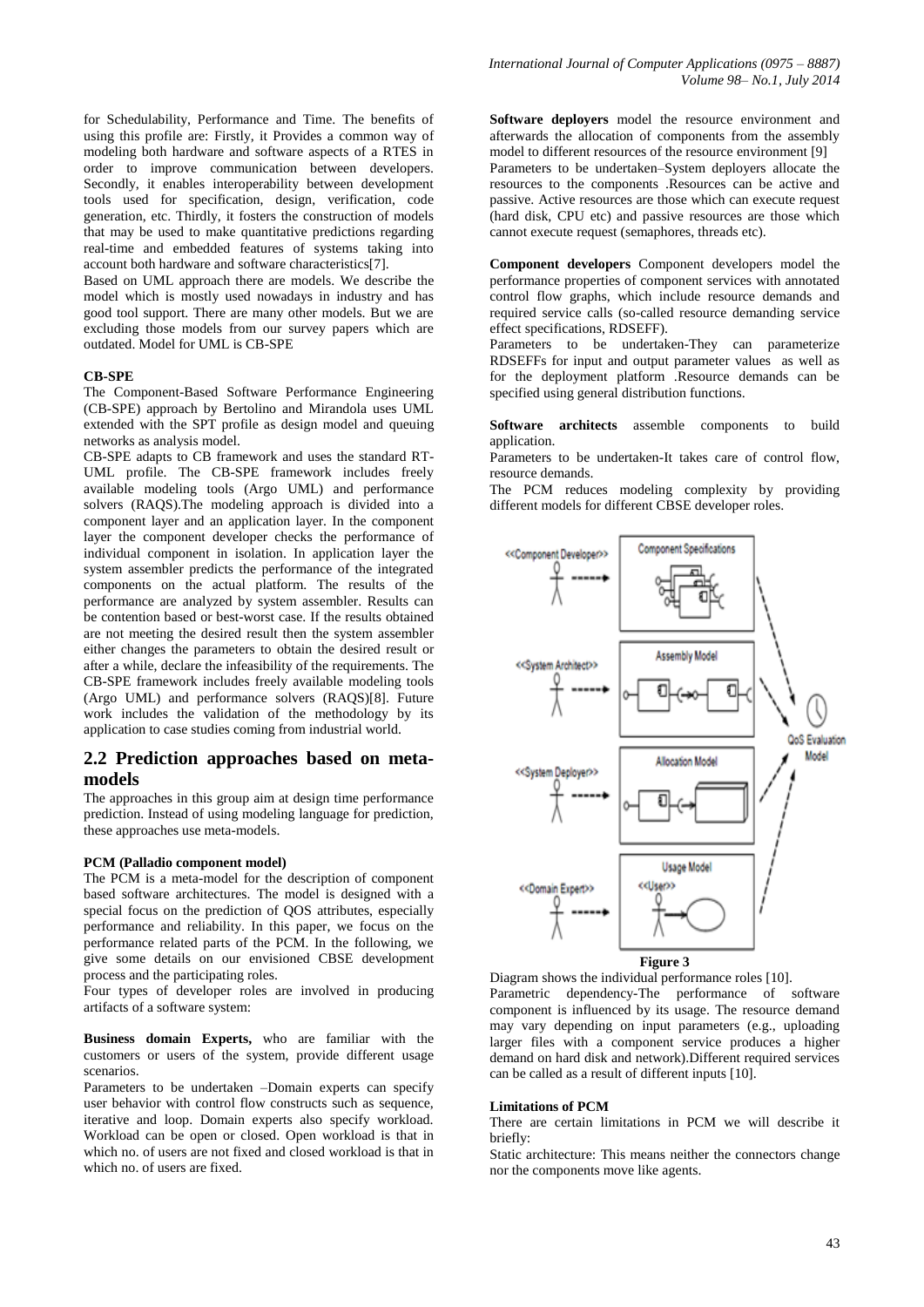for Schedulability, Performance and Time. The benefits of using this profile are: Firstly, it Provides a common way of modeling both hardware and software aspects of a RTES in order to improve communication between developers. Secondly, it enables interoperability between development tools used for specification, design, verification, code generation, etc. Thirdly, it fosters the construction of models that may be used to make quantitative predictions regarding real-time and embedded features of systems taking into account both hardware and software characteristics[7].

Based on UML approach there are models. We describe the model which is mostly used nowadays in industry and has good tool support. There are many other models. But we are excluding those models from our survey papers which are outdated. Model for UML is CB-SPE

**CB-SPE**

The Component-Based Software Performance Engineering (CB-SPE) approach by Bertolino and Mirandola uses UML extended with the SPT profile as design model and queuing networks as analysis model.

CB-SPE adapts to CB framework and uses the standard RT-UML profile. The CB-SPE framework includes freely available modeling tools (Argo UML) and performance solvers (RAQS).The modeling approach is divided into a component layer and an application layer. In the component layer the component developer checks the performance of individual component in isolation. In application layer the system assembler predicts the performance of the integrated components on the actual platform. The results of the performance are analyzed by system assembler. Results can be contention based or best-worst case. If the results obtained are not meeting the desired result then the system assembler either changes the parameters to obtain the desired result or after a while, declare the infeasibility of the requirements. The CB-SPE framework includes freely available modeling tools (Argo UML) and performance solvers (RAQS)[8]. Future work includes the validation of the methodology by its application to case studies coming from industrial world.

## 2.2 Prediction approaches based on meta-models

The approaches in this group aim at design time performance prediction. Instead of using modeling language for prediction, these approaches use meta-models.

**PCM (Palladio component model)**

The PCM is a meta-model for the description of component based software architectures. The model is designed with a special focus on the prediction of QOS attributes, especially performance and reliability. In this paper, we focus on the performance related parts of the PCM. In the following, we give some details on our envisioned CBSE development process and the participating roles.

Four types of developer roles are involved in producing artifacts of a software system:

**Business domain Experts,** who are familiar with the customers or users of the system, provide different usage scenarios.

Parameters to be undertaken –Domain experts can specify user behavior with control flow constructs such as sequence, iterative and loop. Domain experts also specify workload. Workload can be open or closed. Open workload is that in which no. of users are not fixed and closed workload is that in which no. of users are fixed.

**Software deployers** model the resource environment and afterwards the allocation of components from the assembly model to different resources of the resource environment [9]

Parameters to be undertaken–System deployers allocate the resources to the components .Resources can be active and passive. Active resources are those which can execute request (hard disk, CPU etc) and passive resources are those which cannot execute request (semaphores, threads etc).

**Component developers** Component developers model the performance properties of component services with annotated control flow graphs, which include resource demands and required service calls (so-called resource demanding service effect specifications, RDSEFF).

Parameters to be undertaken-They can parameterize RDSEFFs for input and output parameter values as well as for the deployment platform .Resource demands can be specified using general distribution functions.

**Software architects** assemble components to build application.

Parameters to be undertaken-It takes care of control flow, resource demands.

The PCM reduces modeling complexity by providing different models for different CBSE developer roles.

**Figure 3**

Diagram shows the individual performance roles [10].

Parametric dependency-The performance of software component is influenced by its usage. The resource demand may vary depending on input parameters (e.g., uploading larger files with a component service produces a higher demand on hard disk and network).Different required services can be called as a result of different inputs [10].

**Limitations of PCM**

There are certain limitations in PCM we will describe it briefly:

Static architecture: This means neither the connectors change nor the components move like agents.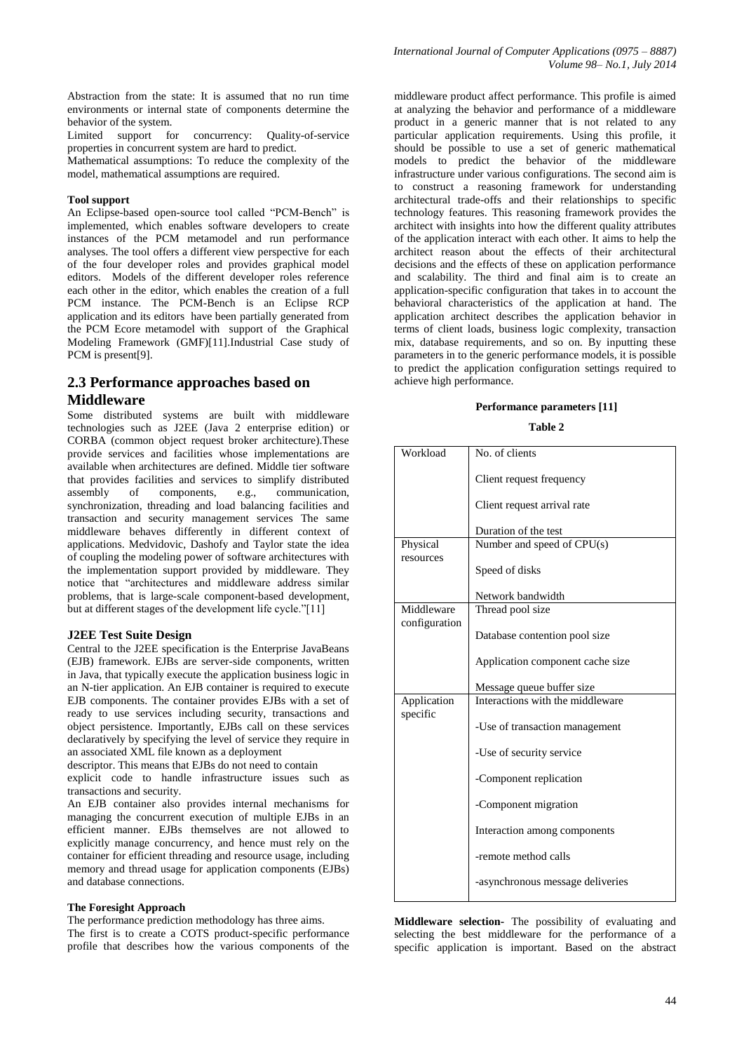Abstraction from the state: It is assumed that no run time environments or internal state of components determine the behavior of the system.

Limited support for concurrency: Quality-of-service properties in concurrent system are hard to predict.

Mathematical assumptions: To reduce the complexity of the model, mathematical assumptions are required.

**Tool support**

An Eclipse-based open-source tool called "PCM-Bench" is implemented, which enables software developers to create instances of the PCM metamodel and run performance analyses. The tool offers a different view perspective for each of the four developer roles and provides graphical model editors. Models of the different developer roles reference each other in the editor, which enables the creation of a full PCM instance. The PCM-Bench is an Eclipse RCP application and its editors have been partially generated from the PCM Ecore metamodel with support of the Graphical Modeling Framework (GMF)[11].Industrial Case study of PCM is present[9].

## 2.3 Performance approaches based on Middleware

Some distributed systems are built with middleware technologies such as J2EE (Java 2 enterprise edition) or CORBA (common object request broker architecture).These provide services and facilities whose implementations are available when architectures are defined. Middle tier software that provides facilities and services to simplify distributed assembly of components, e.g., communication, synchronization, threading and load balancing facilities and transaction and security management services The same middleware behaves differently in different context of applications. Medvidovic, Dashofy and Taylor state the idea of coupling the modeling power of software architectures with the implementation support provided by middleware. They notice that "architectures and middleware address similar problems, that is large-scale component-based development, but at different stages of the development life cycle."[11]

**J2EE Test Suite Design**

Central to the J2EE specification is the Enterprise JavaBeans (EJB) framework. EJBs are server-side components, written in Java, that typically execute the application business logic in an N-tier application. An EJB container is required to execute EJB components. The container provides EJBs with a set of ready to use services including security, transactions and object persistence. Importantly, EJBs call on these services declaratively by specifying the level of service they require in an associated XML file known as a deployment descriptor. This means that EJBs do not need to contain explicit code to handle infrastructure issues such as transactions and security.

An EJB container also provides internal mechanisms for managing the concurrent execution of multiple EJBs in an efficient manner. EJBs themselves are not allowed to explicitly manage concurrency, and hence must rely on the container for efficient threading and resource usage, including memory and thread usage for application components (EJBs) and database connections.

**The Foresight Approach**

The performance prediction methodology has three aims.

The first is to create a COTS product-specific performance profile that describes how the various components of the middleware product affect performance. This profile is aimed at analyzing the behavior and performance of a middleware product in a generic manner that is not related to any particular application requirements. Using this profile, it should be possible to use a set of generic mathematical models to predict the behavior of the middleware infrastructure under various configurations. The second aim is to construct a reasoning framework for understanding architectural trade-offs and their relationships to specific technology features. This reasoning framework provides the architect with insights into how the different quality attributes of the application interact with each other. It aims to help the architect reason about the effects of their architectural decisions and the effects of these on application performance and scalability. The third and final aim is to create an application-specific configuration that takes in to account the behavioral characteristics of the application at hand. The application architect describes the application behavior in terms of client loads, business logic complexity, transaction mix, database requirements, and so on. By inputting these parameters in to the generic performance models, it is possible to predict the application configuration settings required to achieve high performance.

**Performance parameters [11]**

**Table 2**

| | |
|---|---|
| Workload | No. of clients<br>Client request frequency<br>Client request arrival rate<br>Duration of the test |
| Physical resources | Number and speed of CPU(s)<br>Speed of disks<br>Network bandwidth |
| Middleware configuration | Thread pool size<br>Database contention pool size<br>Application component cache size<br>Message queue buffer size |
| Application specific | Interactions with the middleware<br>-Use of transaction management<br>-Use of security service<br>-Component replication<br>-Component migration<br>Interaction among components<br>-remote method calls<br>-asynchronous message deliveries |

**Middleware selection-** The possibility of evaluating and selecting the best middleware for the performance of a specific application is important. Based on the abstract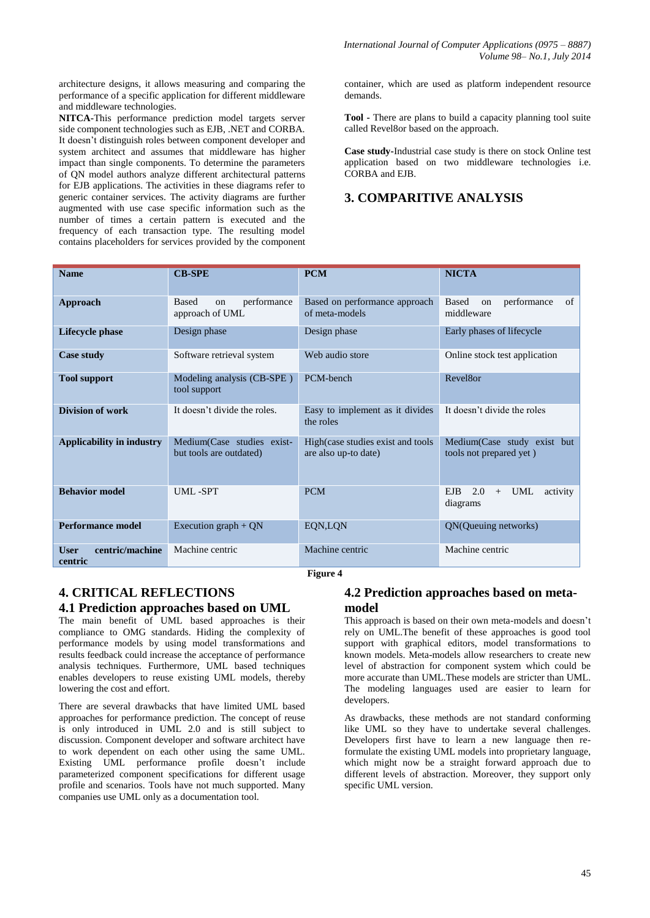architecture designs, it allows measuring and comparing the performance of a specific application for different middleware and middleware technologies.

**NITCA-**This performance prediction model targets server side component technologies such as EJB, .NET and CORBA. It doesn't distinguish roles between component developer and system architect and assumes that middleware has higher impact than single components. To determine the parameters of QN model authors analyze different architectural patterns for EJB applications. The activities in these diagrams refer to generic container services. The activity diagrams are further augmented with use case specific information such as the number of times a certain pattern is executed and the frequency of each transaction type. The resulting model contains placeholders for services provided by the component container, which are used as platform independent resource demands.

**Tool -** There are plans to build a capacity planning tool suite called Revel8or based on the approach.

**Case study-**Industrial case study is there on stock Online test application based on two middleware technologies i.e. CORBA and EJB.

## 3. COMPARITIVE ANALYSIS

| **Name** | **CB-SPE** | **PCM** | **NICTA** |
|---|---|---|---|
| **Approach** | Based on performance approach of UML | Based on performance approach of meta-models | Based on performance of middleware |
| **Lifecycle phase** | Design phase | Design phase | Early phases of lifecycle |
| **Case study** | Software retrieval system | Web audio store | Online stock test application |
| **Tool support** | Modeling analysis (CB-SPE ) tool support | PCM-bench | Revel8or |
| **Division of work** | It doesn't divide the roles. | Easy to implement as it divides the roles | It doesn't divide the roles |
| **Applicability in industry** | Medium(Case studies exist- but tools are outdated) | High(case studies exist and tools are also up-to date) | Medium(Case study exist but tools not prepared yet ) |
| **Behavior model** | UML -SPT | PCM | EJB 2.0 + UML activity diagrams |
| **Performance model** | Execution graph + QN | EQN,LQN | QN(Queuing networks) |
| **User centric/machine centric** | Machine centric | Machine centric | Machine centric |

**Figure 4**

## 4. CRITICAL REFLECTIONS

### 4.1 Prediction approaches based on UML

The main benefit of UML based approaches is their compliance to OMG standards. Hiding the complexity of performance models by using model transformations and results feedback could increase the acceptance of performance analysis techniques. Furthermore, UML based techniques enables developers to reuse existing UML models, thereby lowering the cost and effort.

There are several drawbacks that have limited UML based approaches for performance prediction. The concept of reuse is only introduced in UML 2.0 and is still subject to discussion. Component developer and software architect have to work dependent on each other using the same UML. Existing UML performance profile doesn't include parameterized component specifications for different usage profile and scenarios. Tools have not much supported. Many companies use UML only as a documentation tool.

### 4.2 Prediction approaches based on meta-model

This approach is based on their own meta-models and doesn't rely on UML.The benefit of these approaches is good tool support with graphical editors, model transformations to known models. Meta-models allow researchers to create new level of abstraction for component system which could be more accurate than UML.These models are stricter than UML. The modeling languages used are easier to learn for developers.

As drawbacks, these methods are not standard conforming like UML so they have to undertake several challenges. Developers first have to learn a new language then re-formulate the existing UML models into proprietary language, which might now be a straight forward approach due to different levels of abstraction. Moreover, they support only specific UML version.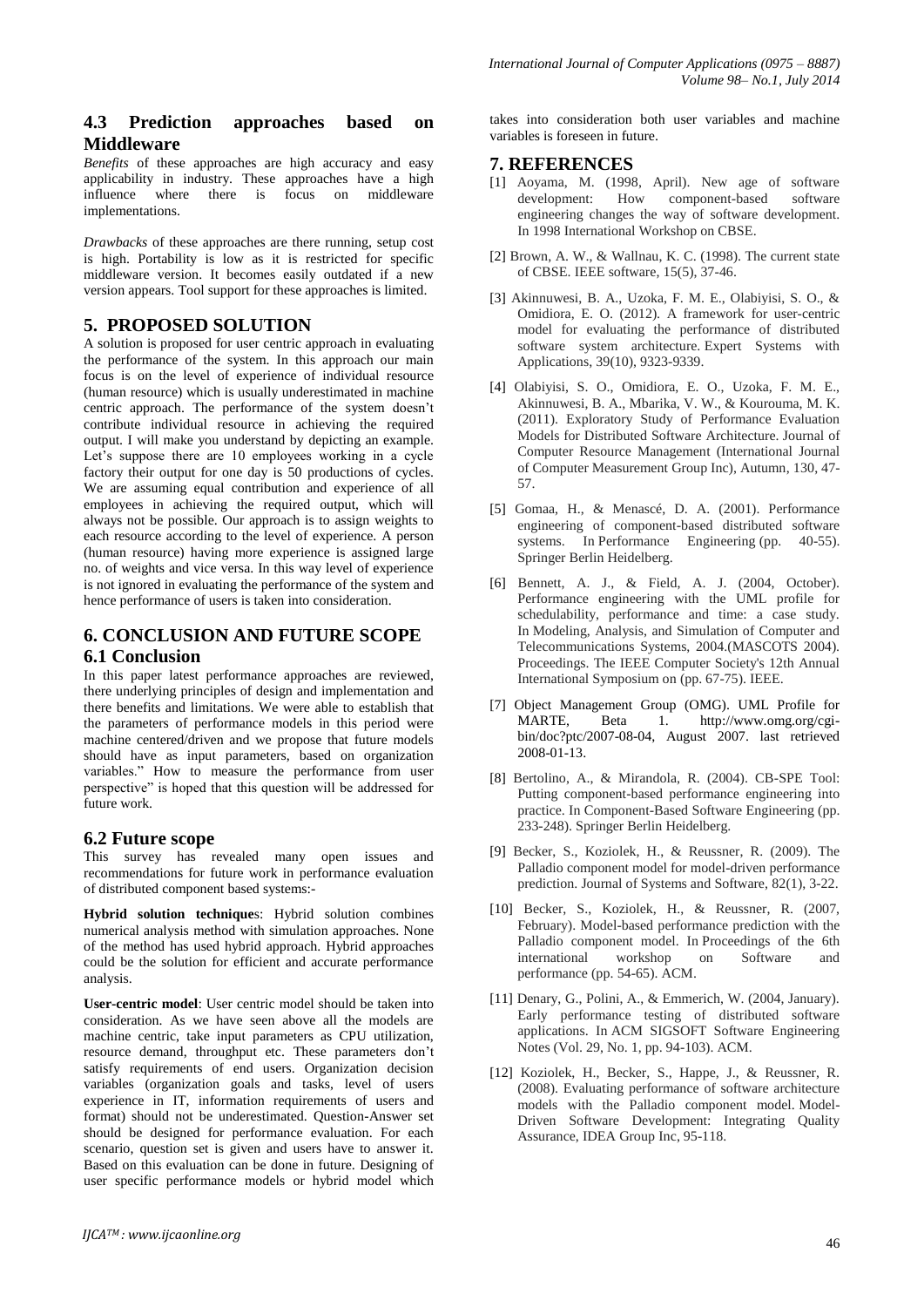## 4.3 Prediction approaches based on Middleware

*Benefits* of these approaches are high accuracy and easy applicability in industry. These approaches have a high influence where there is focus on middleware implementations.

*Drawbacks* of these approaches are there running, setup cost is high. Portability is low as it is restricted for specific middleware version. It becomes easily outdated if a new version appears. Tool support for these approaches is limited.

# 5. PROPOSED SOLUTION

A solution is proposed for user centric approach in evaluating the performance of the system. In this approach our main focus is on the level of experience of individual resource (human resource) which is usually underestimated in machine centric approach. The performance of the system doesn't contribute individual resource in achieving the required output. I will make you understand by depicting an example. Let's suppose there are 10 employees working in a cycle factory their output for one day is 50 productions of cycles. We are assuming equal contribution and experience of all employees in achieving the required output, which will always not be possible. Our approach is to assign weights to each resource according to the level of experience. A person (human resource) having more experience is assigned large no. of weights and vice versa. In this way level of experience is not ignored in evaluating the performance of the system and hence performance of users is taken into consideration.

# 6. CONCLUSION AND FUTURE SCOPE

## 6.1 Conclusion

In this paper latest performance approaches are reviewed, there underlying principles of design and implementation and there benefits and limitations. We were able to establish that the parameters of performance models in this period were machine centered/driven and we propose that future models should have as input parameters, based on organization variables." How to measure the performance from user perspective" is hoped that this question will be addressed for future work.

## 6.2 Future scope

This survey has revealed many open issues and recommendations for future work in performance evaluation of distributed component based systems:-

**Hybrid solution technique**s: Hybrid solution combines numerical analysis method with simulation approaches. None of the method has used hybrid approach. Hybrid approaches could be the solution for efficient and accurate performance analysis.

**User-centric model**: User centric model should be taken into consideration. As we have seen above all the models are machine centric, take input parameters as CPU utilization, resource demand, throughput etc. These parameters don't satisfy requirements of end users. Organization decision variables (organization goals and tasks, level of users experience in IT, information requirements of users and format) should not be underestimated. Question-Answer set should be designed for performance evaluation. For each scenario, question set is given and users have to answer it. Based on this evaluation can be done in future. Designing of user specific performance models or hybrid model which takes into consideration both user variables and machine variables is foreseen in future.

# 7. REFERENCES

[1] Aoyama, M. (1998, April). New age of software development: How component-based software engineering changes the way of software development. In 1998 International Workshop on CBSE.

[2] Brown, A. W., & Wallnau, K. C. (1998). The current state of CBSE. IEEE software, 15(5), 37-46.

[3] Akinnuwesi, B. A., Uzoka, F. M. E., Olabiyisi, S. O., & Omidiora, E. O. (2012). A framework for user-centric model for evaluating the performance of distributed software system architecture. Expert Systems with Applications, 39(10), 9323-9339.

[4] Olabiyisi, S. O., Omidiora, E. O., Uzoka, F. M. E., Akinnuwesi, B. A., Mbarika, V. W., & Kourouma, M. K. (2011). Exploratory Study of Performance Evaluation Models for Distributed Software Architecture. Journal of Computer Resource Management (International Journal of Computer Measurement Group Inc), Autumn, 130, 47-57.

[5] Gomaa, H., & Menascé, D. A. (2001). Performance engineering of component-based distributed software systems. In Performance Engineering (pp. 40-55). Springer Berlin Heidelberg.

[6] Bennett, A. J., & Field, A. J. (2004, October). Performance engineering with the UML profile for schedulability, performance and time: a case study. In Modeling, Analysis, and Simulation of Computer and Telecommunications Systems, 2004.(MASCOTS 2004). Proceedings. The IEEE Computer Society's 12th Annual International Symposium on (pp. 67-75). IEEE.

[7] Object Management Group (OMG). UML Profile for MARTE, Beta 1. http://www.omg.org/cgi-bin/doc?ptc/2007-08-04, August 2007. last retrieved 2008-01-13.

[8] Bertolino, A., & Mirandola, R. (2004). CB-SPE Tool: Putting component-based performance engineering into practice. In Component-Based Software Engineering (pp. 233-248). Springer Berlin Heidelberg.

[9] Becker, S., Koziolek, H., & Reussner, R. (2009). The Palladio component model for model-driven performance prediction. Journal of Systems and Software, 82(1), 3-22.

[10] Becker, S., Koziolek, H., & Reussner, R. (2007, February). Model-based performance prediction with the Palladio component model. In Proceedings of the 6th international workshop on Software and performance (pp. 54-65). ACM.

[11] Denary, G., Polini, A., & Emmerich, W. (2004, January). Early performance testing of distributed software applications. In ACM SIGSOFT Software Engineering Notes (Vol. 29, No. 1, pp. 94-103). ACM.

[12] Koziolek, H., Becker, S., Happe, J., & Reussner, R. (2008). Evaluating performance of software architecture models with the Palladio component model. Model-Driven Software Development: Integrating Quality Assurance, IDEA Group Inc, 95-118.